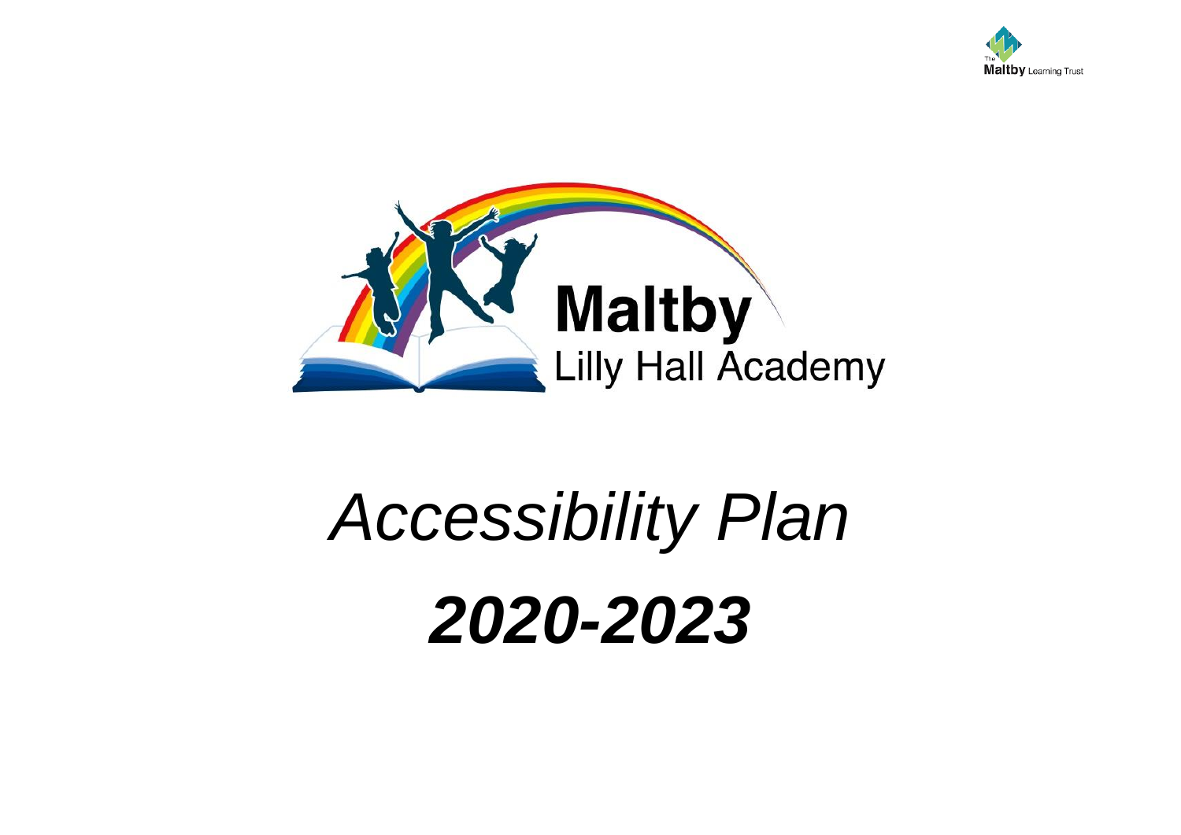The Maltby Learning Trust

Maltby
Lilly Hall Academy

# *Accessibility Plan*

# ***2020-2023***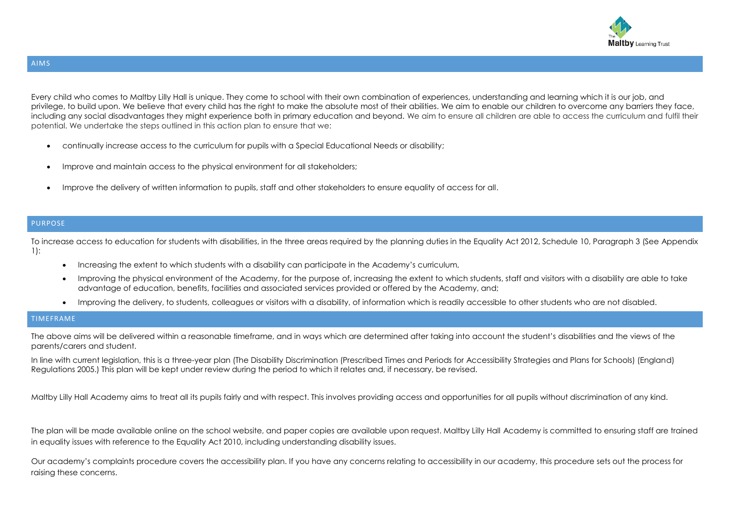## AIMS

Every child who comes to Maltby Lilly Hall is unique. They come to school with their own combination of experiences, understanding and learning which it is our job, and privilege, to build upon. We believe that every child has the right to make the absolute most of their abilities. We aim to enable our children to overcome any barriers they face, including any social disadvantages they might experience both in primary education and beyond. We aim to ensure all children are able to access the curriculum and fulfil their potential. We undertake the steps outlined in this action plan to ensure that we:

- continually increase access to the curriculum for pupils with a Special Educational Needs or disability;
- Improve and maintain access to the physical environment for all stakeholders;
- Improve the delivery of written information to pupils, staff and other stakeholders to ensure equality of access for all.

## PURPOSE

To increase access to education for students with disabilities, in the three areas required by the planning duties in the Equality Act 2012, Schedule 10, Paragraph 3 (See Appendix 1):

- Increasing the extent to which students with a disability can participate in the Academy's curriculum,
- Improving the physical environment of the Academy, for the purpose of, increasing the extent to which students, staff and visitors with a disability are able to take advantage of education, benefits, facilities and associated services provided or offered by the Academy, and;
- Improving the delivery, to students, colleagues or visitors with a disability, of information which is readily accessible to other students who are not disabled.

## TIMEFRAME

The above aims will be delivered within a reasonable timeframe, and in ways which are determined after taking into account the student's disabilities and the views of the parents/carers and student.

In line with current legislation, this is a three-year plan (The Disability Discrimination (Prescribed Times and Periods for Accessibility Strategies and Plans for Schools) (England) Regulations 2005.) This plan will be kept under review during the period to which it relates and, if necessary, be revised.

Maltby Lilly Hall Academy aims to treat all its pupils fairly and with respect. This involves providing access and opportunities for all pupils without discrimination of any kind.

The plan will be made available online on the school website, and paper copies are available upon request. Maltby Lilly Hall Academy is committed to ensuring staff are trained in equality issues with reference to the Equality Act 2010, including understanding disability issues.

Our academy's complaints procedure covers the accessibility plan. If you have any concerns relating to accessibility in our academy, this procedure sets out the process for raising these concerns.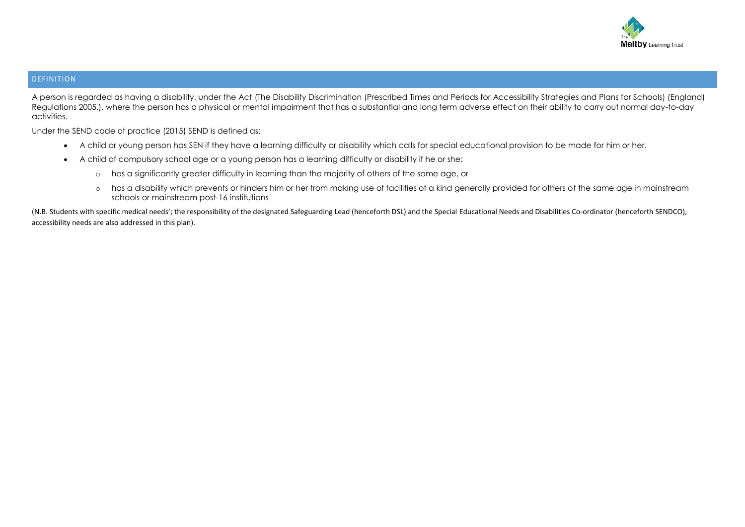## DEFINITION

A person is regarded as having a disability, under the Act (The Disability Discrimination (Prescribed Times and Periods for Accessibility Strategies and Plans for Schools) (England) Regulations 2005.), where the person has a physical or mental impairment that has a substantial and long term adverse effect on their ability to carry out normal day-to-day activities.

Under the SEND code of practice (2015) SEND is defined as:

- A child or young person has SEN if they have a learning difficulty or disability which calls for special educational provision to be made for him or her.
- A child of compulsory school age or a young person has a learning difficulty or disability if he or she:
    - has a significantly greater difficulty in learning than the majority of others of the same age, or
    - has a disability which prevents or hinders him or her from making use of facilities of a kind generally provided for others of the same age in mainstream schools or mainstream post-16 institutions

(N.B. Students with specific medical needs'; the responsibility of the designated Safeguarding Lead (henceforth DSL) and the Special Educational Needs and Disabilities Co-ordinator (henceforth SENDCO), accessibility needs are also addressed in this plan).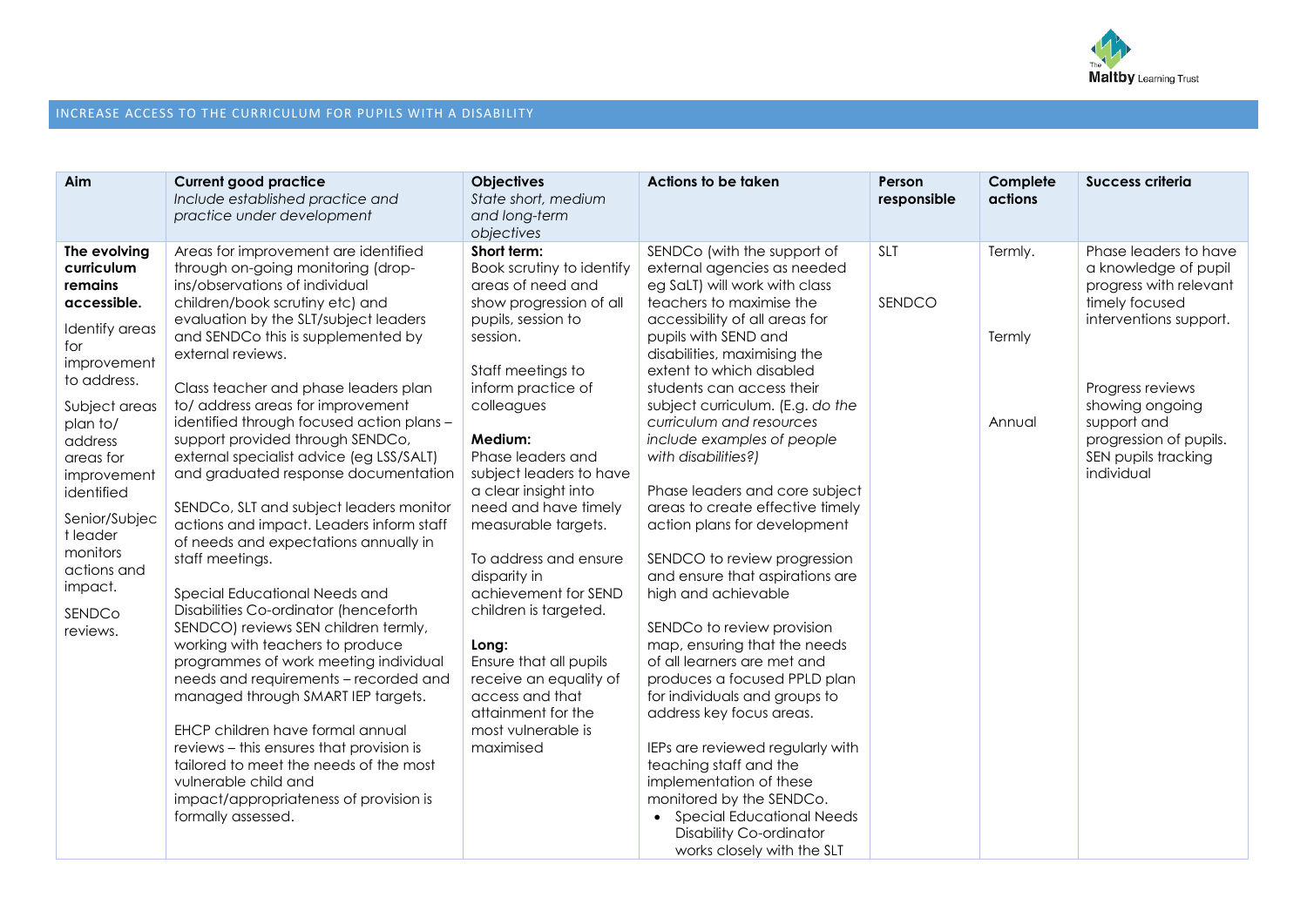## INCREASE ACCESS TO THE CURRICULUM FOR PUPILS WITH A DISABILITY

| Aim | Current good practice<br>*Include established practice and practice under development* | Objectives<br>*State short, medium and long-term objectives* | Actions to be taken | Person responsible | Complete actions | Success criteria |
|---|---|---|---|---|---|---|
| **The evolving curriculum remains accessible.**<br><br>Identify areas for improvement to address.<br><br>Subject areas plan to/ address areas for improvement identified<br><br>Senior/Subject leader monitors actions and impact.<br><br>SENDCo reviews. | Areas for improvement are identified through on-going monitoring (drop-ins/observations of individual children/book scrutiny etc) and evaluation by the SLT/subject leaders and SENDCo this is supplemented by external reviews.<br><br>Class teacher and phase leaders plan to/ address areas for improvement identified through focused action plans – support provided through SENDCo, external specialist advice (eg LSS/SALT) and graduated response documentation<br><br>SENDCo, SLT and subject leaders monitor actions and impact. Leaders inform staff of needs and expectations annually in staff meetings.<br><br>Special Educational Needs and Disabilities Co-ordinator (henceforth SENDCO) reviews SEN children termly, working with teachers to produce programmes of work meeting individual needs and requirements – recorded and managed through SMART IEP targets.<br><br>EHCP children have formal annual reviews – this ensures that provision is tailored to meet the needs of the most vulnerable child and impact/appropriateness of provision is formally assessed. | **Short term:**<br>Book scrutiny to identify areas of need and show progression of all pupils, session to session.<br><br>Staff meetings to inform practice of colleagues<br><br>**Medium:**<br>Phase leaders and subject leaders to have a clear insight into need and have timely measurable targets.<br><br>To address and ensure disparity in achievement for SEND children is targeted.<br><br>**Long:**<br>Ensure that all pupils receive an equality of access and that attainment for the most vulnerable is maximised | SENDCo (with the support of external agencies as needed eg SaLT) will work with class teachers to maximise the accessibility of all areas for pupils with SEND and disabilities, maximising the extent to which disabled students can access their subject curriculum. (E.g. *do the curriculum and resources include examples of people with disabilities?)*<br><br>Phase leaders and core subject areas to create effective timely action plans for development<br><br>SENDCO to review progression and ensure that aspirations are high and achievable<br><br>SENDCo to review provision map, ensuring that the needs of all learners are met and produces a focused PPLD plan for individuals and groups to address key focus areas.<br><br>IEPs are reviewed regularly with teaching staff and the implementation of these monitored by the SENDCo.<br>• Special Educational Needs Disability Co-ordinator works closely with the SLT | SLT<br><br>SENDCO | Termly.<br><br>Termly<br><br>Annual | Phase leaders to have a knowledge of pupil progress with relevant timely focused interventions support.<br><br>Progress reviews showing ongoing support and progression of pupils. SEN pupils tracking individual |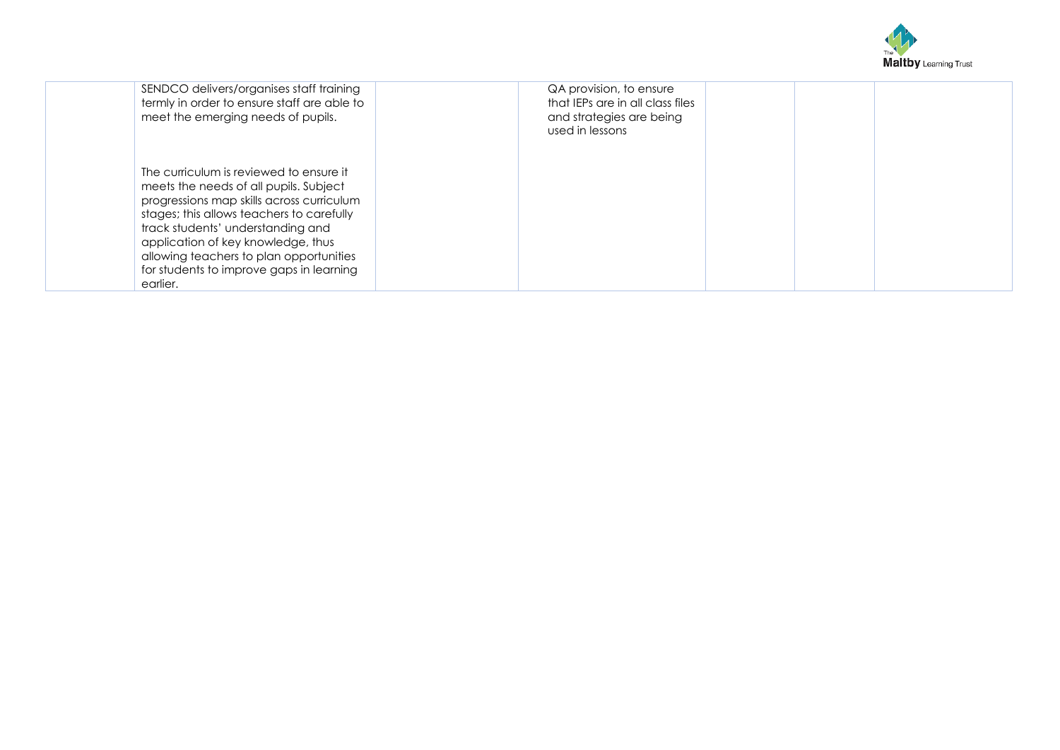| | | | | | | |
|---|---|---|---|---|---|---|
| | SENDCO delivers/organises staff training termly in order to ensure staff are able to meet the emerging needs of pupils.<br><br>The curriculum is reviewed to ensure it meets the needs of all pupils. Subject progressions map skills across curriculum stages; this allows teachers to carefully track students' understanding and application of key knowledge, thus allowing teachers to plan opportunities for students to improve gaps in learning earlier. | | QA provision, to ensure that IEPs are in all class files and strategies are being used in lessons | | | |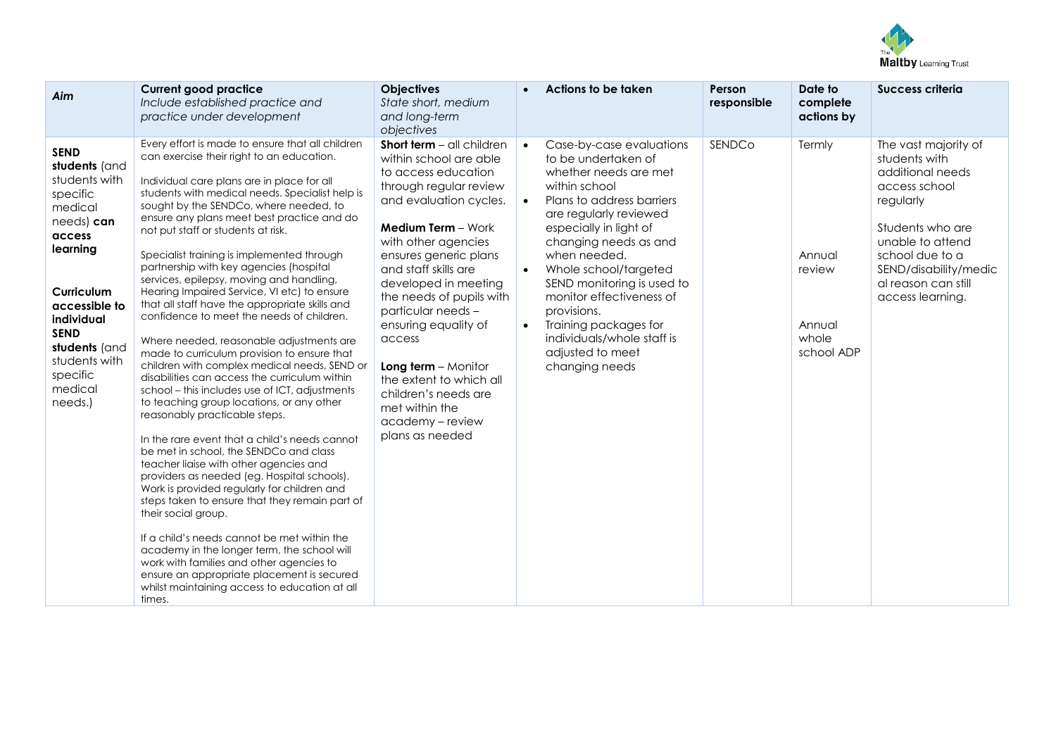| *Aim* | **Current good practice**<br>*Include established practice and practice under development* | **Objectives**<br>*State short, medium and long-term objectives* | • **Actions to be taken** | **Person responsible** | **Date to complete actions by** | **Success criteria** |
|---|---|---|---|---|---|---|
| **SEND students** (and students with specific medical needs) **can access learning**<br><br>**Curriculum accessible to individual SEND students** (and students with specific medical needs.) | Every effort is made to ensure that all children can exercise their right to an education.<br><br>Individual care plans are in place for all students with medical needs. Specialist help is sought by the SENDCo, where needed, to ensure any plans meet best practice and do not put staff or students at risk.<br><br>Specialist training is implemented through partnership with key agencies (hospital services, epilepsy, moving and handling, Hearing Impaired Service, VI etc) to ensure that all staff have the appropriate skills and confidence to meet the needs of children.<br><br>Where needed, reasonable adjustments are made to curriculum provision to ensure that children with complex medical needs, SEND or disabilities can access the curriculum within school – this includes use of ICT, adjustments to teaching group locations, or any other reasonably practicable steps.<br><br>In the rare event that a child's needs cannot be met in school, the SENDCo and class teacher liaise with other agencies and providers as needed (eg. Hospital schools). Work is provided regularly for children and steps taken to ensure that they remain part of their social group.<br><br>If a child's needs cannot be met within the academy in the longer term, the school will work with families and other agencies to ensure an appropriate placement is secured whilst maintaining access to education at all times. | **Short term** – all children within school are able to access education through regular review and evaluation cycles.<br><br>**Medium Term** – Work with other agencies ensures generic plans and staff skills are developed in meeting the needs of pupils with particular needs – ensuring equality of access<br><br>**Long term** – Monitor the extent to which all children's needs are met within the academy – review plans as needed | • Case-by-case evaluations to be undertaken of whether needs are met within school<br>• Plans to address barriers are regularly reviewed especially in light of changing needs as and when needed.<br>• Whole school/targeted SEND monitoring is used to monitor effectiveness of provisions.<br>• Training packages for individuals/whole staff is adjusted to meet changing needs | SENDCo | Termly<br><br>Annual review<br><br>Annual whole school ADP | The vast majority of students with additional needs access school regularly<br><br>Students who are unable to attend school due to a SEND/disability/medical reason can still access learning. |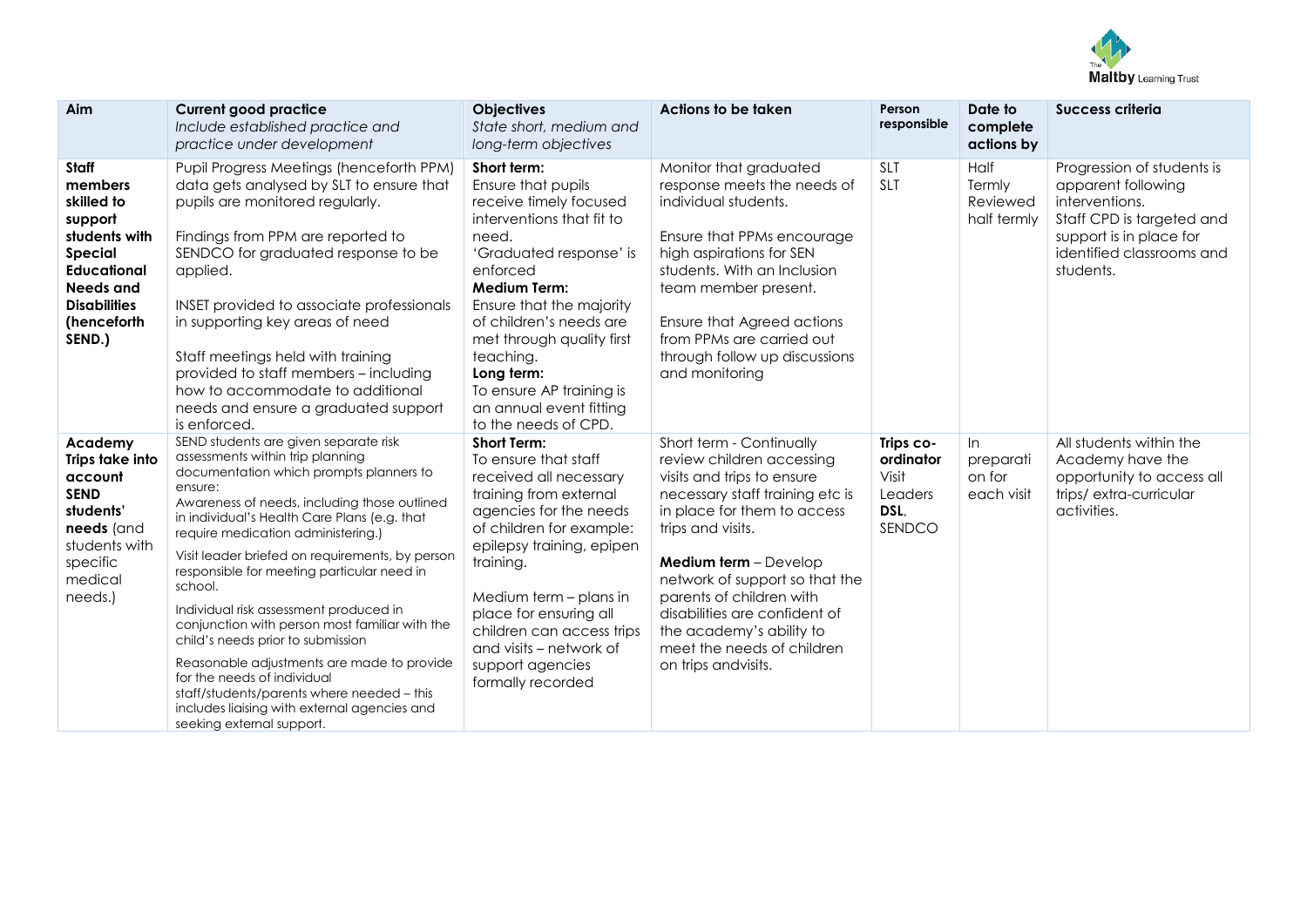| Aim | Current good practice<br>*Include established practice and practice under development* | Objectives<br>*State short, medium and long-term objectives* | Actions to be taken | Person responsible | Date to complete actions by | Success criteria |
|---|---|---|---|---|---|---|
| **Staff members skilled to support students with Special Educational Needs and Disabilities (henceforth SEND.)** | Pupil Progress Meetings (henceforth PPM) data gets analysed by SLT to ensure that pupils are monitored regularly.<br><br>Findings from PPM are reported to SENDCO for graduated response to be applied.<br><br>INSET provided to associate professionals in supporting key areas of need<br><br>Staff meetings held with training provided to staff members – including how to accommodate to additional needs and ensure a graduated support is enforced. | **Short term:**<br>Ensure that pupils receive timely focused interventions that fit to need.<br>'Graduated response' is enforced<br>**Medium Term:**<br>Ensure that the majority of children's needs are met through quality first teaching.<br>**Long term:**<br>To ensure AP training is an annual event fitting to the needs of CPD. | Monitor that graduated response meets the needs of individual students.<br><br>Ensure that PPMs encourage high aspirations for SEN students. With an Inclusion team member present.<br><br>Ensure that Agreed actions from PPMs are carried out through follow up discussions and monitoring | SLT<br>SLT | Half Termly Reviewed half termly | Progression of students is apparent following interventions.<br>Staff CPD is targeted and support is in place for identified classrooms and students. |
| **Academy Trips take into account SEND students' needs** (and students with specific medical needs.) | SEND students are given separate risk assessments within trip planning documentation which prompts planners to ensure:<br>Awareness of needs, including those outlined in individual's Health Care Plans (e.g. that require medication administering.)<br><br>Visit leader briefed on requirements, by person responsible for meeting particular need in school.<br><br>Individual risk assessment produced in conjunction with person most familiar with the child's needs prior to submission<br><br>Reasonable adjustments are made to provide for the needs of individual staff/students/parents where needed – this includes liaising with external agencies and seeking external support. | **Short Term:**<br>To ensure that staff received all necessary training from external agencies for the needs of children for example: epilepsy training, epipen training.<br><br>Medium term – plans in place for ensuring all children can access trips and visits – network of support agencies formally recorded | Short term - Continually review children accessing visits and trips to ensure necessary staff training etc is in place for them to access trips and visits.<br><br>**Medium term** – Develop network of support so that the parents of children with disabilities are confident of the academy's ability to meet the needs of children on trips andvisits. | **Trips co-ordinator**<br>Visit Leaders<br>**DSL**,<br>SENDCO | In preparation for each visit | All students within the Academy have the opportunity to access all trips/ extra-curricular activities. |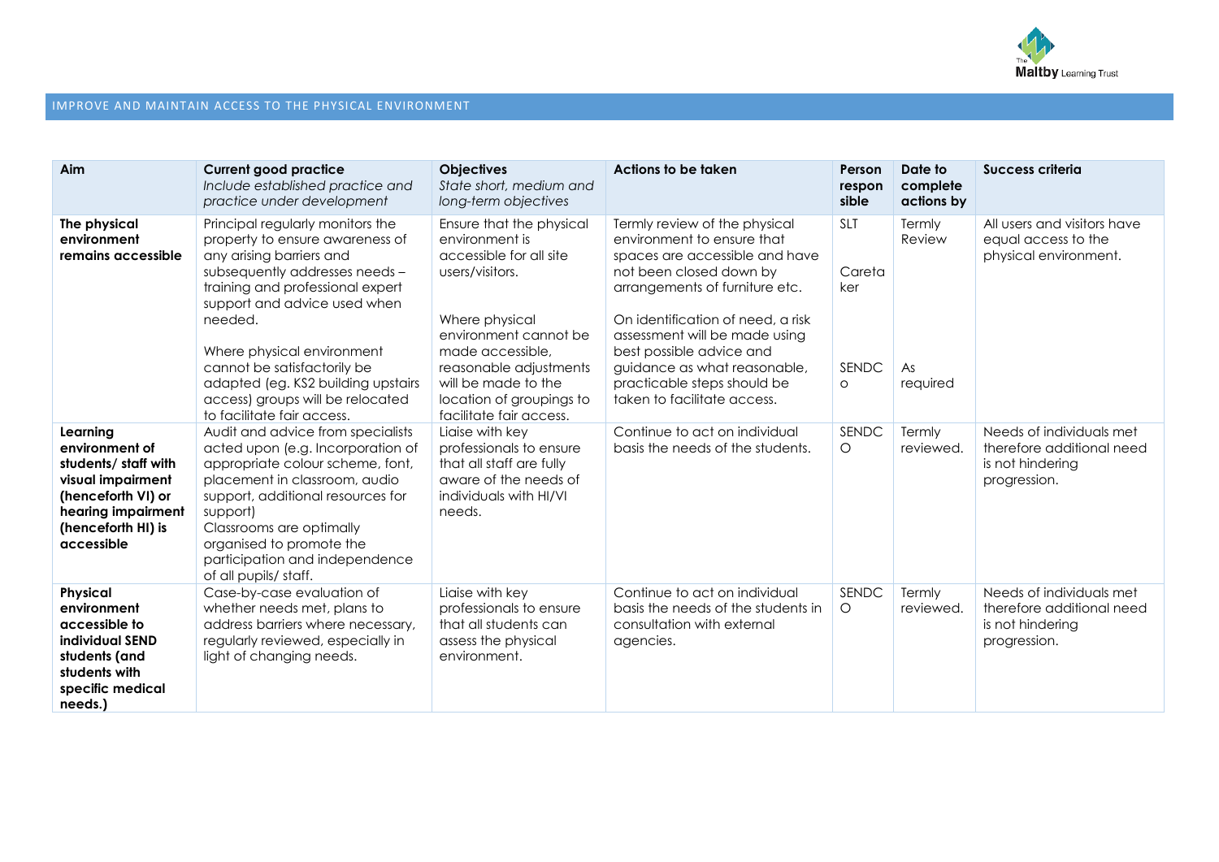## IMPROVE AND MAINTAIN ACCESS TO THE PHYSICAL ENVIRONMENT

| Aim | Current good practice<br>*Include established practice and practice under development* | Objectives<br>*State short, medium and long-term objectives* | Actions to be taken | Person responsible | Date to complete actions by | Success criteria |
|---|---|---|---|---|---|---|
| **The physical environment remains accessible** | Principal regularly monitors the property to ensure awareness of any arising barriers and subsequently addresses needs – training and professional expert support and advice used when needed.<br><br>Where physical environment cannot be satisfactorily be adapted (eg. KS2 building upstairs access) groups will be relocated to facilitate fair access. | Ensure that the physical environment is accessible for all site users/visitors.<br><br>Where physical environment cannot be made accessible, reasonable adjustments will be made to the location of groupings to facilitate fair access. | Termly review of the physical environment to ensure that spaces are accessible and have not been closed down by arrangements of furniture etc.<br><br>On identification of need, a risk assessment will be made using best possible advice and guidance as what reasonable, practicable steps should be taken to facilitate access. | SLT<br><br>Caretaker<br><br>SENDCO | Termly Review<br><br>As required | All users and visitors have equal access to the physical environment. |
| **Learning environment of students/ staff with visual impairment (henceforth VI) or hearing impairment (henceforth HI) is accessible** | Audit and advice from specialists acted upon (e.g. Incorporation of appropriate colour scheme, font, placement in classroom, audio support, additional resources for support)<br>Classrooms are optimally organised to promote the participation and independence of all pupils/ staff. | Liaise with key professionals to ensure that all staff are fully aware of the needs of individuals with HI/VI needs. | Continue to act on individual basis the needs of the students. | SENDCO | Termly reviewed. | Needs of individuals met therefore additional need is not hindering progression. |
| **Physical environment accessible to individual SEND students (and students with specific medical needs.)** | Case-by-case evaluation of whether needs met, plans to address barriers where necessary, regularly reviewed, especially in light of changing needs. | Liaise with key professionals to ensure that all students can assess the physical environment. | Continue to act on individual basis the needs of the students in consultation with external agencies. | SENDCO | Termly reviewed. | Needs of individuals met therefore additional need is not hindering progression. |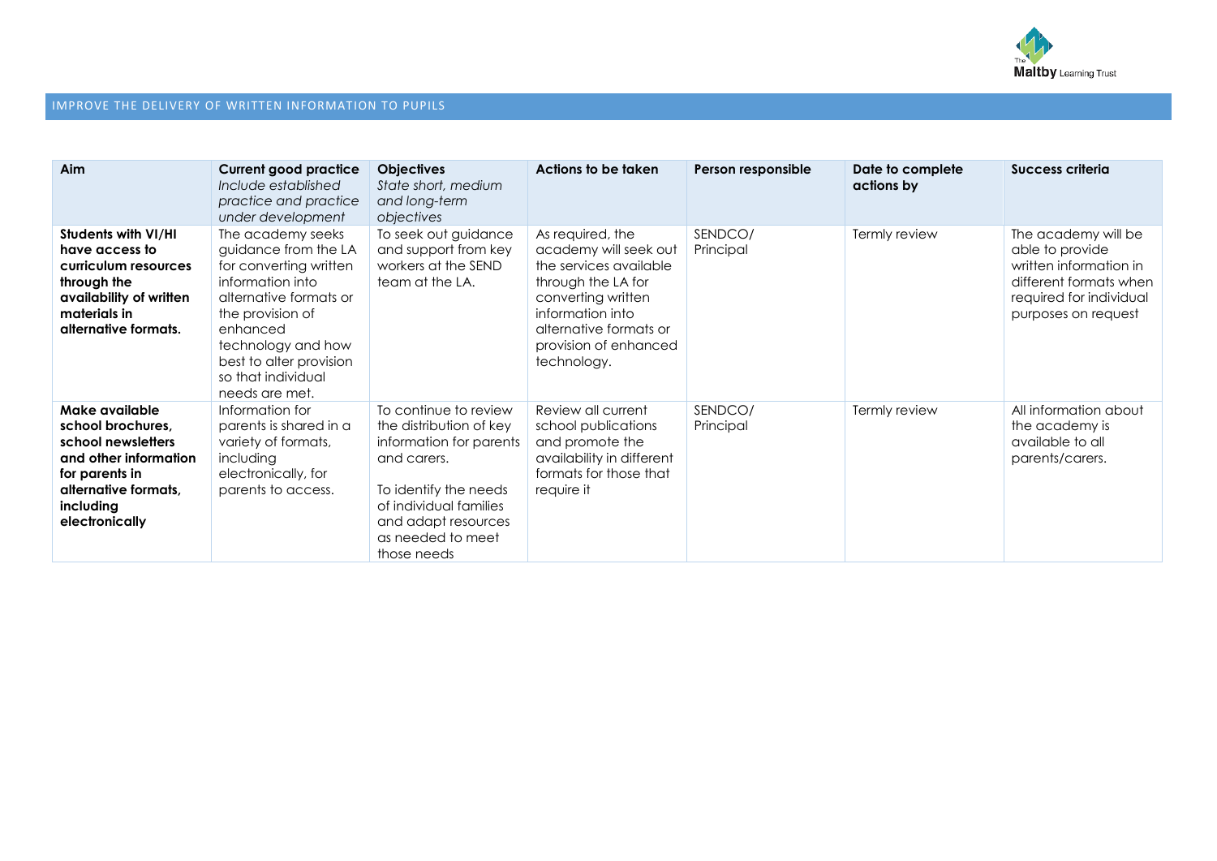## IMPROVE THE DELIVERY OF WRITTEN INFORMATION TO PUPILS

| Aim | Current good practice *Include established practice and practice under development* | Objectives *State short, medium and long-term objectives* | Actions to be taken | Person responsible | Date to complete actions by | Success criteria |
|---|---|---|---|---|---|---|
| **Students with VI/HI have access to curriculum resources through the availability of written materials in alternative formats.** | The academy seeks guidance from the LA for converting written information into alternative formats or the provision of enhanced technology and how best to alter provision so that individual needs are met. | To seek out guidance and support from key workers at the SEND team at the LA. | As required, the academy will seek out the services available through the LA for converting written information into alternative formats or provision of enhanced technology. | SENDCO/ Principal | Termly review | The academy will be able to provide written information in different formats when required for individual purposes on request |
| **Make available school brochures, school newsletters and other information for parents in alternative formats, including electronically** | Information for parents is shared in a variety of formats, including electronically, for parents to access. | To continue to review the distribution of key information for parents and carers.<br><br>To identify the needs of individual families and adapt resources as needed to meet those needs | Review all current school publications and promote the availability in different formats for those that require it | SENDCO/ Principal | Termly review | All information about the academy is available to all parents/carers. |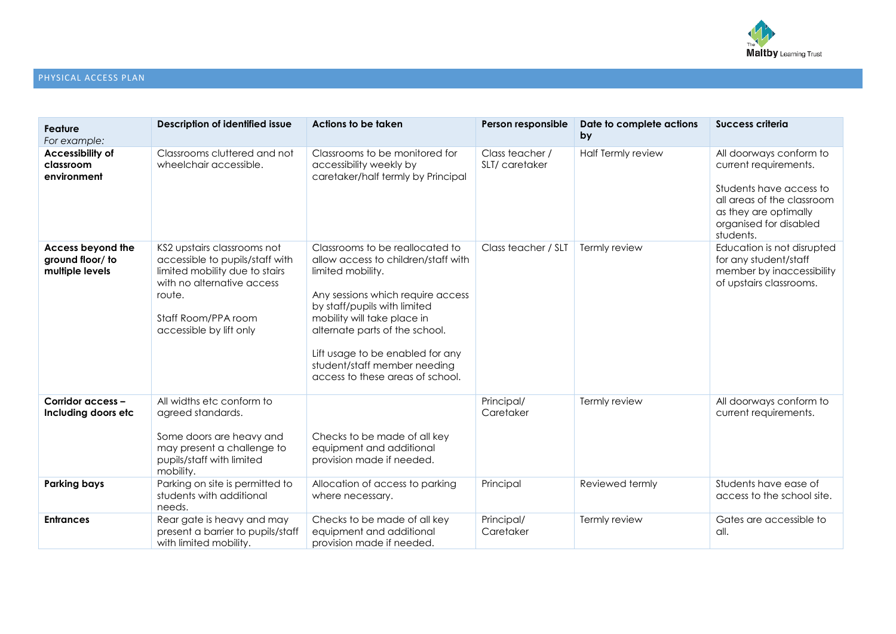## PHYSICAL ACCESS PLAN

| **Feature** *For example:* | **Description of identified issue** | **Actions to be taken** | **Person responsible** | **Date to complete actions by** | **Success criteria** |
|---|---|---|---|---|---|
| **Accessibility of classroom environment** | Classrooms cluttered and not wheelchair accessible. | Classrooms to be monitored for accessibility weekly by caretaker/half termly by Principal | Class teacher / SLT/ caretaker | Half Termly review | All doorways conform to current requirements.<br><br>Students have access to all areas of the classroom as they are optimally organised for disabled students. |
| **Access beyond the ground floor/ to multiple levels** | KS2 upstairs classrooms not accessible to pupils/staff with limited mobility due to stairs with no alternative access route.<br><br>Staff Room/PPA room accessible by lift only | Classrooms to be reallocated to allow access to children/staff with limited mobility.<br><br>Any sessions which require access by staff/pupils with limited mobility will take place in alternate parts of the school.<br><br>Lift usage to be enabled for any student/staff member needing access to these areas of school. | Class teacher / SLT | Termly review | Education is not disrupted for any student/staff member by inaccessibility of upstairs classrooms. |
| **Corridor access – Including doors etc** | All widths etc conform to agreed standards.<br><br>Some doors are heavy and may present a challenge to pupils/staff with limited mobility. | Checks to be made of all key equipment and additional provision made if needed. | Principal/ Caretaker | Termly review | All doorways conform to current requirements. |
| **Parking bays** | Parking on site is permitted to students with additional needs. | Allocation of access to parking where necessary. | Principal | Reviewed termly | Students have ease of access to the school site. |
| **Entrances** | Rear gate is heavy and may present a barrier to pupils/staff with limited mobility. | Checks to be made of all key equipment and additional provision made if needed. | Principal/ Caretaker | Termly review | Gates are accessible to all. |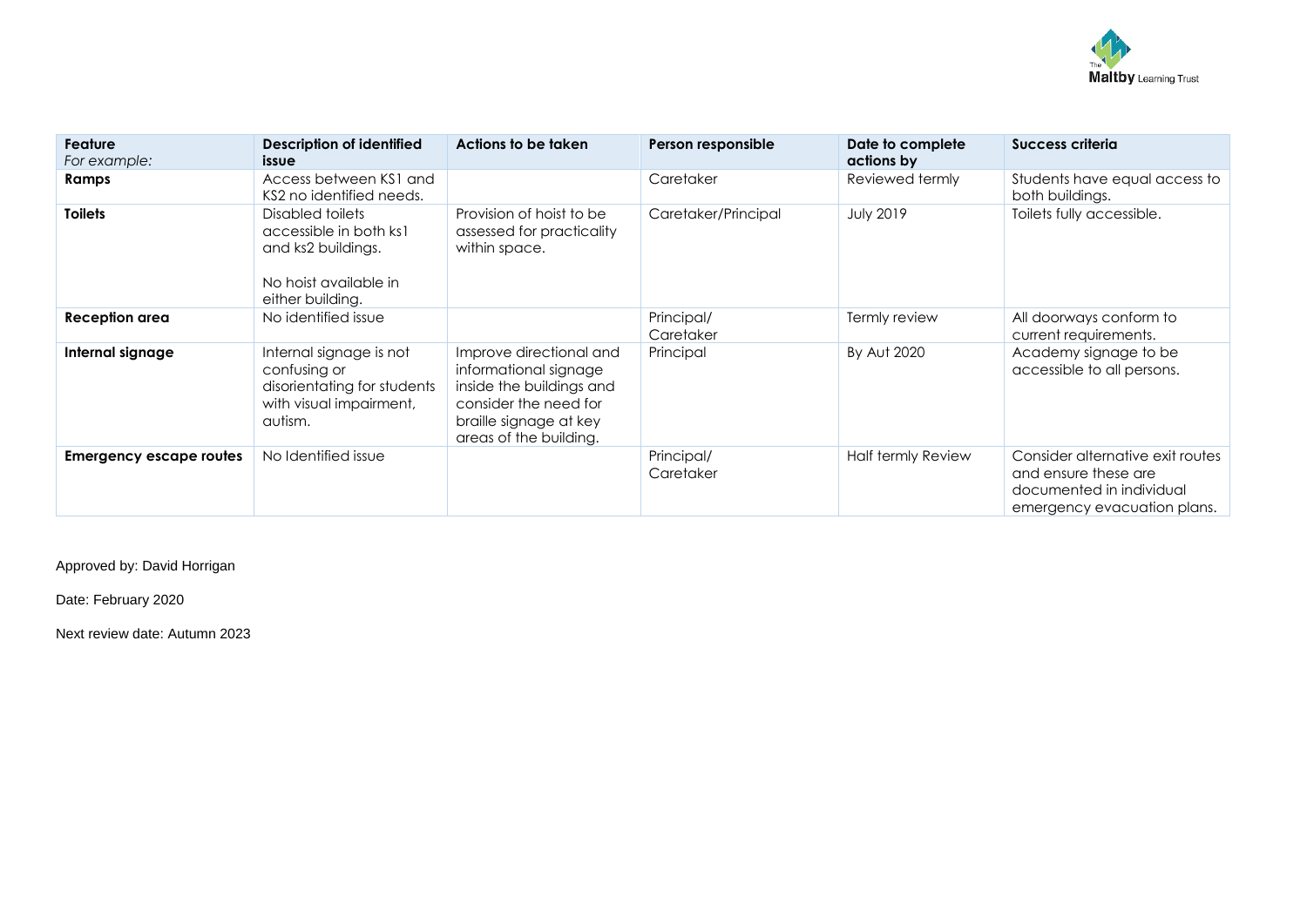| **Feature**<br>*For example:* | **Description of identified issue** | **Actions to be taken** | **Person responsible** | **Date to complete actions by** | **Success criteria** |
|---|---|---|---|---|---|
| **Ramps** | Access between KS1 and KS2 no identified needs. | | Caretaker | Reviewed termly | Students have equal access to both buildings. |
| **Toilets** | Disabled toilets accessible in both ks1 and ks2 buildings.<br><br>No hoist available in either building. | Provision of hoist to be assessed for practicality within space. | Caretaker/Principal | July 2019 | Toilets fully accessible. |
| **Reception area** | No identified issue | | Principal/ Caretaker | Termly review | All doorways conform to current requirements. |
| **Internal signage** | Internal signage is not confusing or disorientating for students with visual impairment, autism. | Improve directional and informational signage inside the buildings and consider the need for braille signage at key areas of the building. | Principal | By Aut 2020 | Academy signage to be accessible to all persons. |
| **Emergency escape routes** | No Identified issue | | Principal/ Caretaker | Half termly Review | Consider alternative exit routes and ensure these are documented in individual emergency evacuation plans. |

Approved by: David Horrigan

Date: February 2020

Next review date: Autumn 2023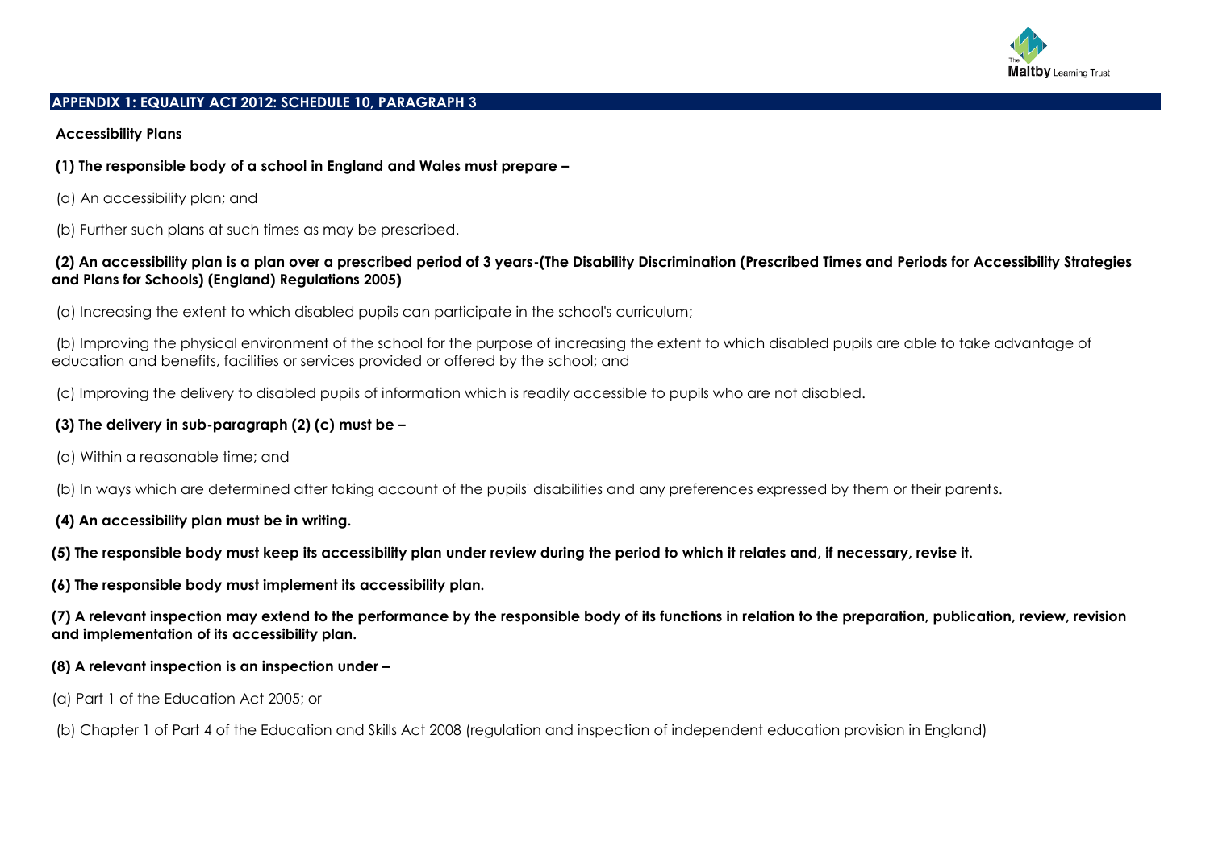## APPENDIX 1: EQUALITY ACT 2012: SCHEDULE 10, PARAGRAPH 3

**Accessibility Plans**

**(1) The responsible body of a school in England and Wales must prepare –**

(a) An accessibility plan; and

(b) Further such plans at such times as may be prescribed.

**(2) An accessibility plan is a plan over a prescribed period of 3 years-(The Disability Discrimination (Prescribed Times and Periods for Accessibility Strategies and Plans for Schools) (England) Regulations 2005)**

(a) Increasing the extent to which disabled pupils can participate in the school's curriculum;

(b) Improving the physical environment of the school for the purpose of increasing the extent to which disabled pupils are able to take advantage of education and benefits, facilities or services provided or offered by the school; and

(c) Improving the delivery to disabled pupils of information which is readily accessible to pupils who are not disabled.

**(3) The delivery in sub-paragraph (2) (c) must be –**

(a) Within a reasonable time; and

(b) In ways which are determined after taking account of the pupils' disabilities and any preferences expressed by them or their parents.

**(4) An accessibility plan must be in writing.**

**(5) The responsible body must keep its accessibility plan under review during the period to which it relates and, if necessary, revise it.**

**(6) The responsible body must implement its accessibility plan.**

**(7) A relevant inspection may extend to the performance by the responsible body of its functions in relation to the preparation, publication, review, revision and implementation of its accessibility plan.**

**(8) A relevant inspection is an inspection under –**

(a) Part 1 of the Education Act 2005; or

(b) Chapter 1 of Part 4 of the Education and Skills Act 2008 (regulation and inspection of independent education provision in England)